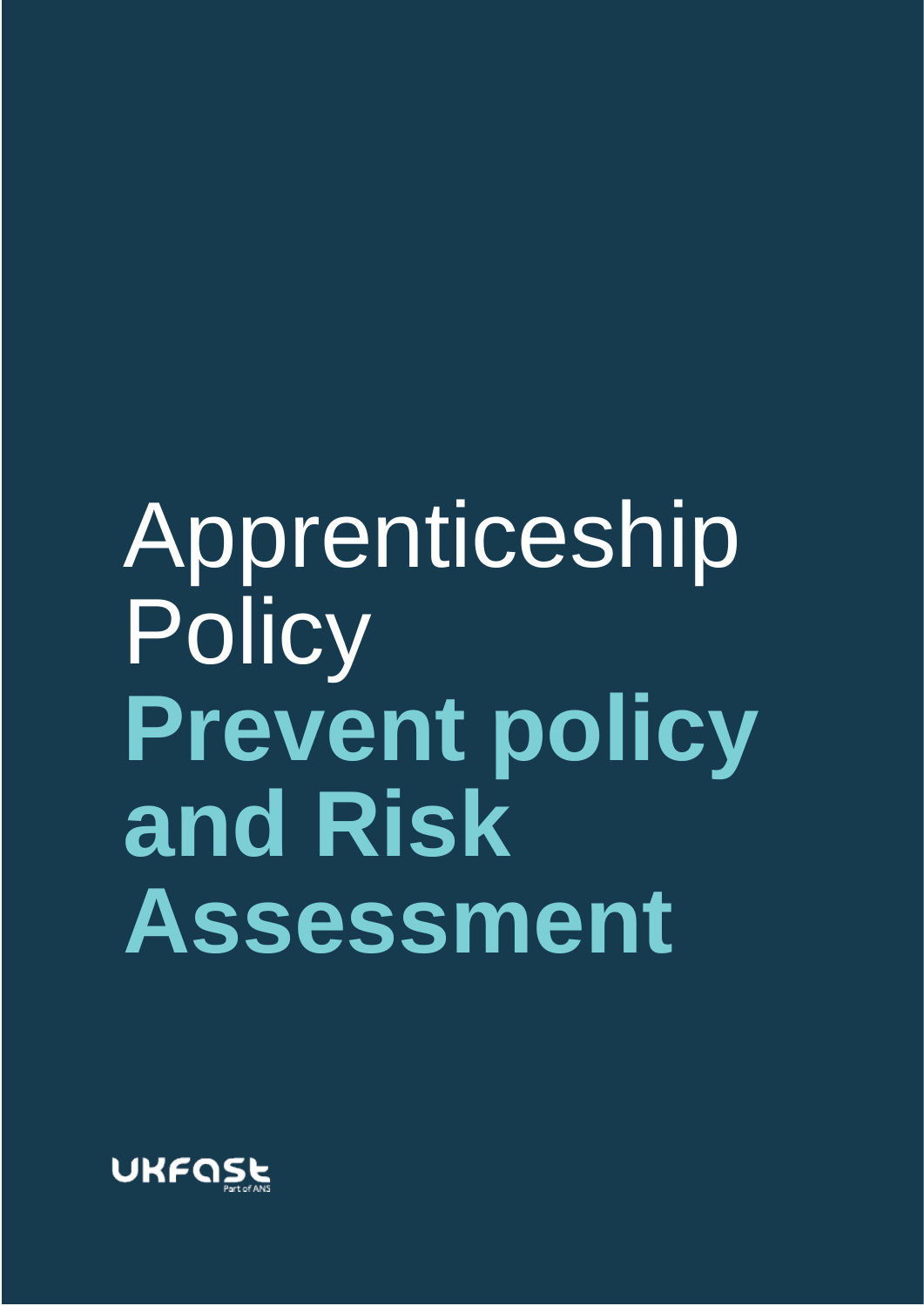# Apprenticeship Policy

# **Prevent policy and Risk Assessment**

UKFast
Part of ANS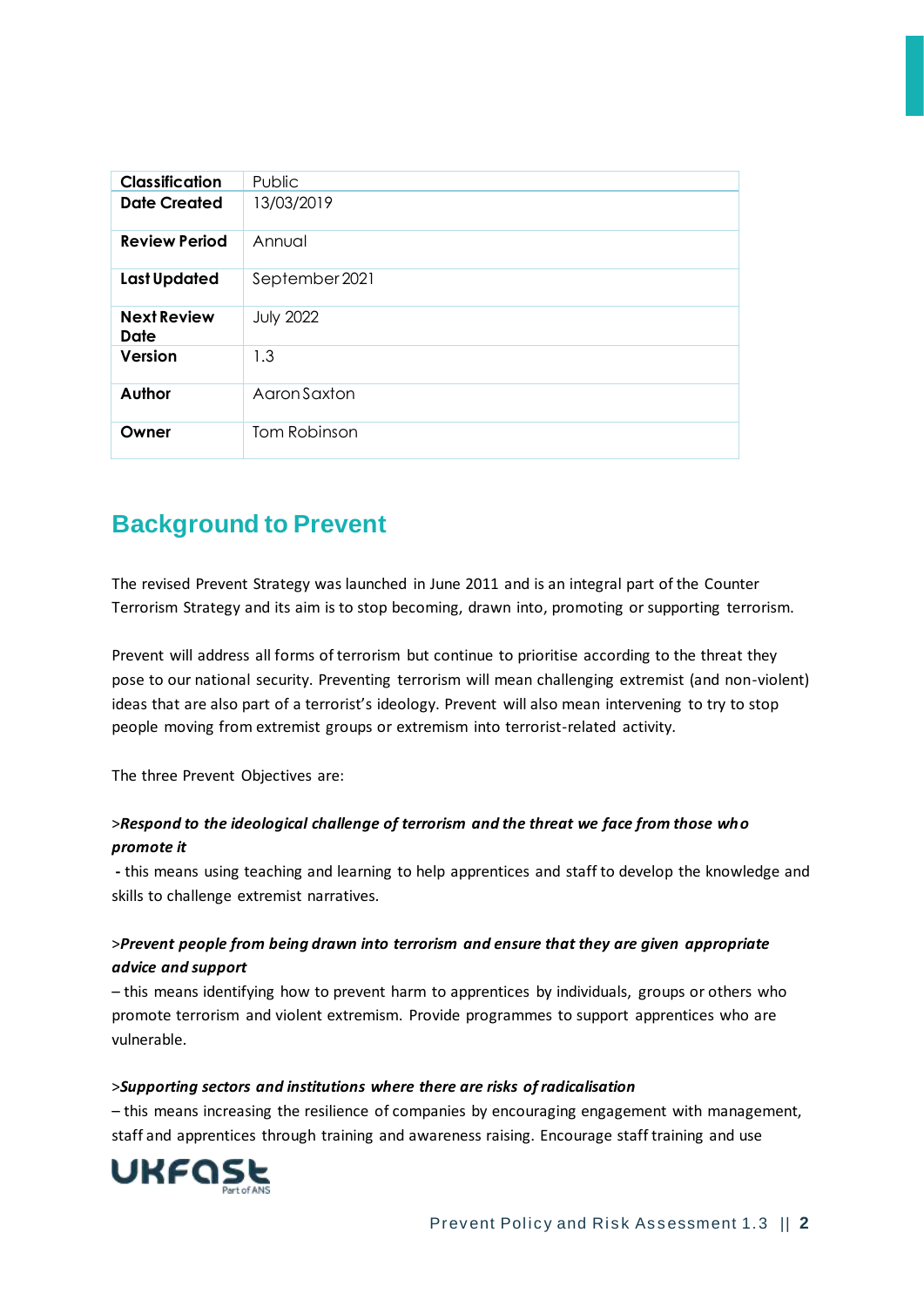| Classification | Public |
| --- | --- |
| Date Created | 13/03/2019 |
| Review Period | Annual |
| Last Updated | September 2021 |
| Next Review Date | July 2022 |
| Version | 1.3 |
| Author | Aaron Saxton |
| Owner | Tom Robinson |

## Background to Prevent

The revised Prevent Strategy was launched in June 2011 and is an integral part of the Counter Terrorism Strategy and its aim is to stop becoming, drawn into, promoting or supporting terrorism.

Prevent will address all forms of terrorism but continue to prioritise according to the threat they pose to our national security. Preventing terrorism will mean challenging extremist (and non-violent) ideas that are also part of a terrorist's ideology. Prevent will also mean intervening to try to stop people moving from extremist groups or extremism into terrorist-related activity.

The three Prevent Objectives are:

>***Respond to the ideological challenge of terrorism and the threat we face from those who promote it***

- this means using teaching and learning to help apprentices and staff to develop the knowledge and skills to challenge extremist narratives.

>***Prevent people from being drawn into terrorism and ensure that they are given appropriate advice and support***

– this means identifying how to prevent harm to apprentices by individuals, groups or others who promote terrorism and violent extremism. Provide programmes to support apprentices who are vulnerable.

>***Supporting sectors and institutions where there are risks of radicalisation***

– this means increasing the resilience of companies by encouraging engagement with management, staff and apprentices through training and awareness raising. Encourage staff training and use

UKFast Part of ANS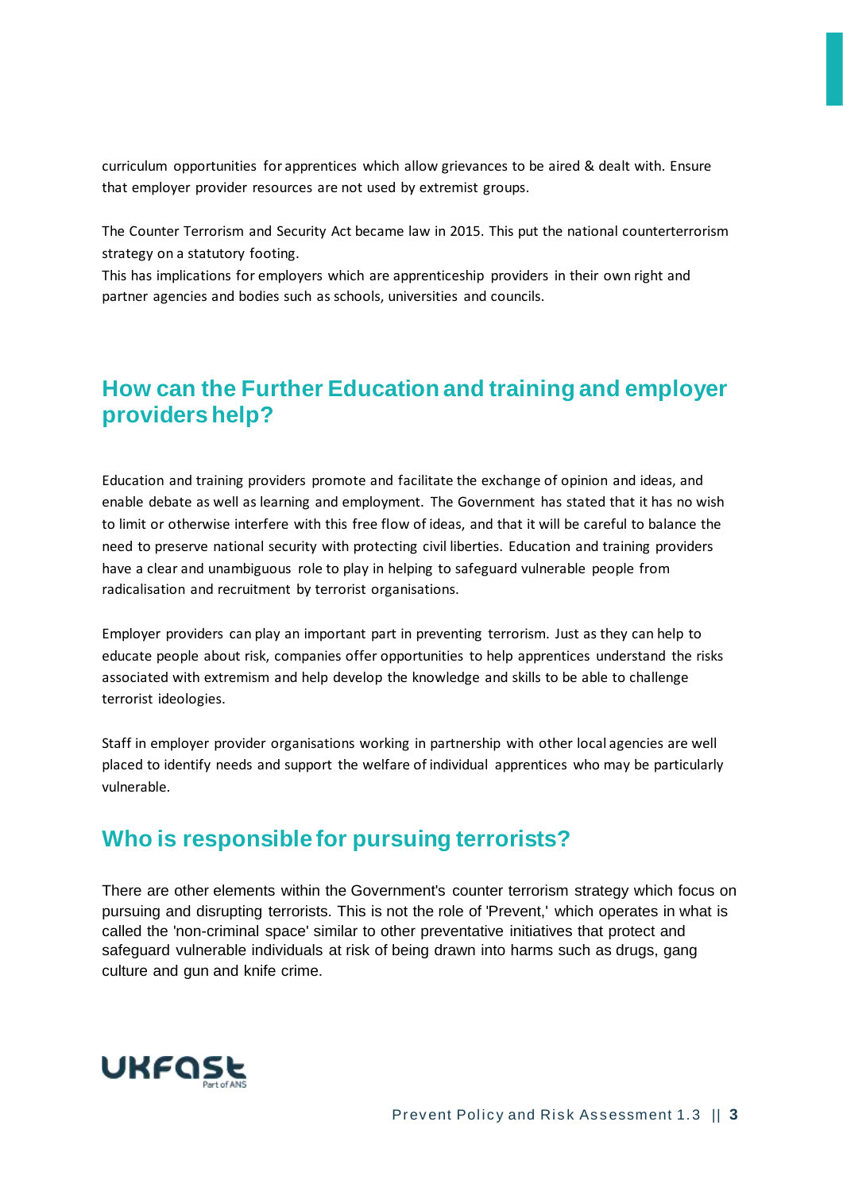curriculum opportunities for apprentices which allow grievances to be aired & dealt with. Ensure that employer provider resources are not used by extremist groups.

The Counter Terrorism and Security Act became law in 2015. This put the national counterterrorism strategy on a statutory footing.
This has implications for employers which are apprenticeship providers in their own right and partner agencies and bodies such as schools, universities and councils.

## How can the Further Education and training and employer providers help?

Education and training providers promote and facilitate the exchange of opinion and ideas, and enable debate as well as learning and employment. The Government has stated that it has no wish to limit or otherwise interfere with this free flow of ideas, and that it will be careful to balance the need to preserve national security with protecting civil liberties. Education and training providers have a clear and unambiguous role to play in helping to safeguard vulnerable people from radicalisation and recruitment by terrorist organisations.

Employer providers can play an important part in preventing terrorism. Just as they can help to educate people about risk, companies offer opportunities to help apprentices understand the risks associated with extremism and help develop the knowledge and skills to be able to challenge terrorist ideologies.

Staff in employer provider organisations working in partnership with other local agencies are well placed to identify needs and support the welfare of individual apprentices who may be particularly vulnerable.

## Who is responsible for pursuing terrorists?

There are other elements within the Government's counter terrorism strategy which focus on pursuing and disrupting terrorists. This is not the role of 'Prevent,' which operates in what is called the 'non-criminal space' similar to other preventative initiatives that protect and safeguard vulnerable individuals at risk of being drawn into harms such as drugs, gang culture and gun and knife crime.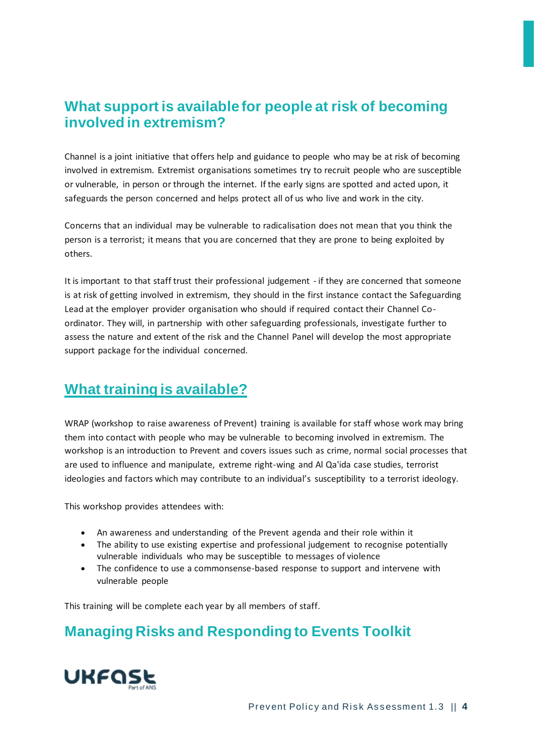## What support is available for people at risk of becoming involved in extremism?

Channel is a joint initiative that offers help and guidance to people who may be at risk of becoming involved in extremism. Extremist organisations sometimes try to recruit people who are susceptible or vulnerable, in person or through the internet. If the early signs are spotted and acted upon, it safeguards the person concerned and helps protect all of us who live and work in the city.

Concerns that an individual may be vulnerable to radicalisation does not mean that you think the person is a terrorist; it means that you are concerned that they are prone to being exploited by others.

It is important to that staff trust their professional judgement - if they are concerned that someone is at risk of getting involved in extremism, they should in the first instance contact the Safeguarding Lead at the employer provider organisation who should if required contact their Channel Co-ordinator. They will, in partnership with other safeguarding professionals, investigate further to assess the nature and extent of the risk and the Channel Panel will develop the most appropriate support package for the individual concerned.

## What training is available?

WRAP (workshop to raise awareness of Prevent) training is available for staff whose work may bring them into contact with people who may be vulnerable to becoming involved in extremism. The workshop is an introduction to Prevent and covers issues such as crime, normal social processes that are used to influence and manipulate, extreme right-wing and Al Qa'ida case studies, terrorist ideologies and factors which may contribute to an individual's susceptibility to a terrorist ideology.

This workshop provides attendees with:

- An awareness and understanding of the Prevent agenda and their role within it
- The ability to use existing expertise and professional judgement to recognise potentially vulnerable individuals who may be susceptible to messages of violence
- The confidence to use a commonsense-based response to support and intervene with vulnerable people

This training will be complete each year by all members of staff.

## Managing Risks and Responding to Events Toolkit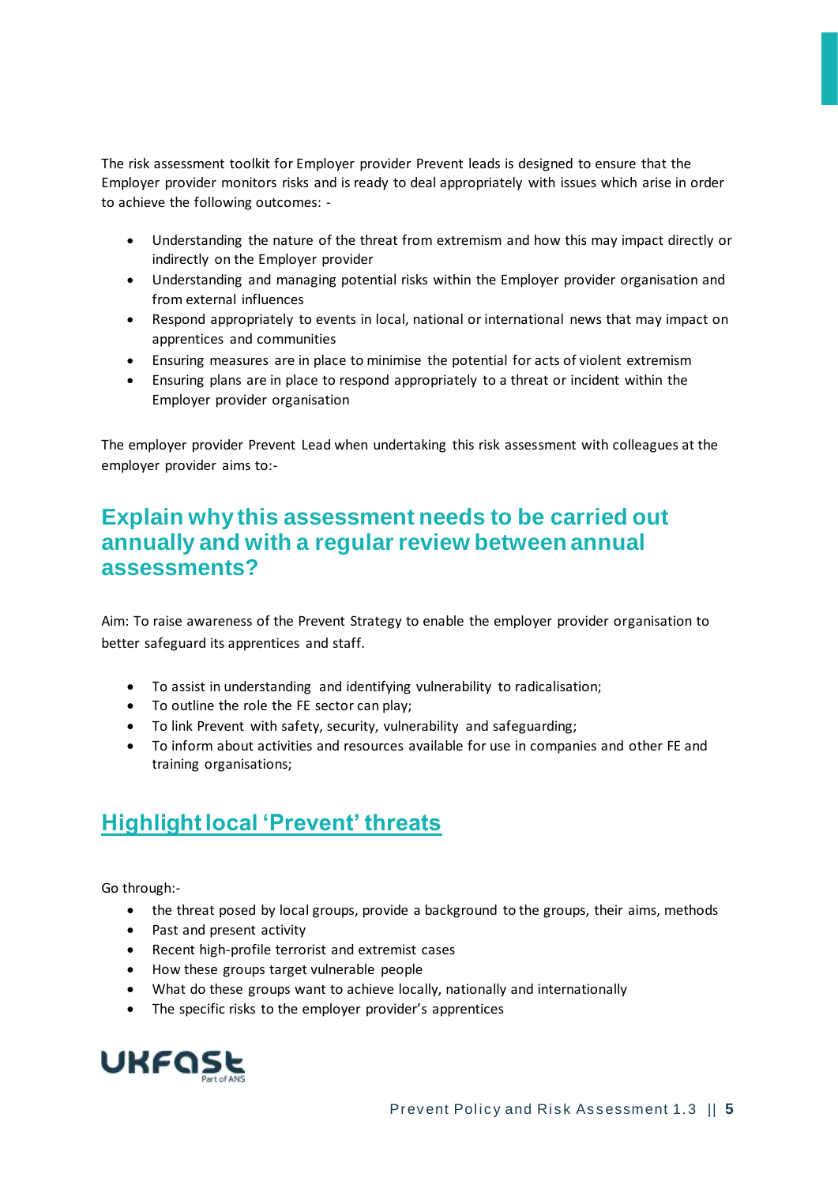The risk assessment toolkit for Employer provider Prevent leads is designed to ensure that the Employer provider monitors risks and is ready to deal appropriately with issues which arise in order to achieve the following outcomes: -

- Understanding the nature of the threat from extremism and how this may impact directly or indirectly on the Employer provider
- Understanding and managing potential risks within the Employer provider organisation and from external influences
- Respond appropriately to events in local, national or international news that may impact on apprentices and communities
- Ensuring measures are in place to minimise the potential for acts of violent extremism
- Ensuring plans are in place to respond appropriately to a threat or incident within the Employer provider organisation

The employer provider Prevent Lead when undertaking this risk assessment with colleagues at the employer provider aims to:-

## Explain why this assessment needs to be carried out annually and with a regular review between annual assessments?

Aim: To raise awareness of the Prevent Strategy to enable the employer provider organisation to better safeguard its apprentices and staff.

- To assist in understanding and identifying vulnerability to radicalisation;
- To outline the role the FE sector can play;
- To link Prevent with safety, security, vulnerability and safeguarding;
- To inform about activities and resources available for use in companies and other FE and training organisations;

## Highlight local 'Prevent' threats

Go through:-

- the threat posed by local groups, provide a background to the groups, their aims, methods
- Past and present activity
- Recent high-profile terrorist and extremist cases
- How these groups target vulnerable people
- What do these groups want to achieve locally, nationally and internationally
- The specific risks to the employer provider's apprentices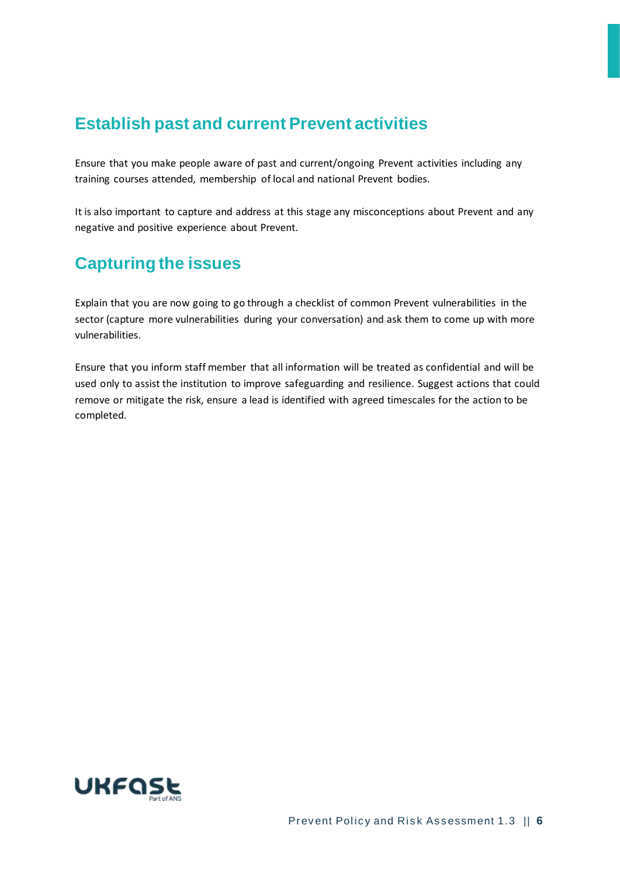## Establish past and current Prevent activities

Ensure that you make people aware of past and current/ongoing Prevent activities including any training courses attended, membership of local and national Prevent bodies.

It is also important to capture and address at this stage any misconceptions about Prevent and any negative and positive experience about Prevent.

## Capturing the issues

Explain that you are now going to go through a checklist of common Prevent vulnerabilities in the sector (capture more vulnerabilities during your conversation) and ask them to come up with more vulnerabilities.

Ensure that you inform staff member that all information will be treated as confidential and will be used only to assist the institution to improve safeguarding and resilience. Suggest actions that could remove or mitigate the risk, ensure a lead is identified with agreed timescales for the action to be completed.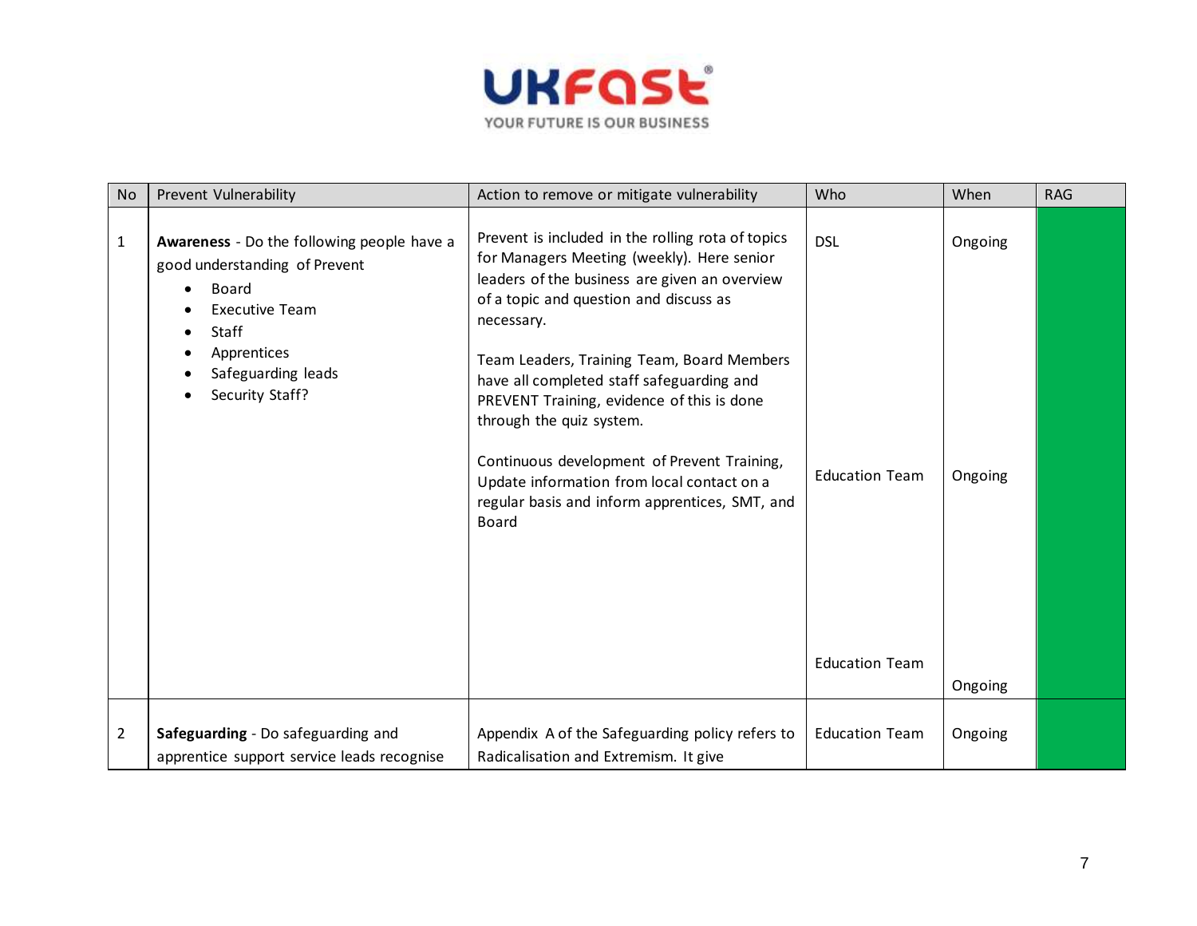| No | Prevent Vulnerability | Action to remove or mitigate vulnerability | Who | When | RAG |
|---|---|---|---|---|---|
| 1 | **Awareness** - Do the following people have a good understanding of Prevent<br>• Board<br>• Executive Team<br>• Staff<br>• Apprentices<br>• Safeguarding leads<br>• Security Staff? | Prevent is included in the rolling rota of topics for Managers Meeting (weekly). Here senior leaders of the business are given an overview of a topic and question and discuss as necessary.<br><br>Team Leaders, Training Team, Board Members have all completed staff safeguarding and PREVENT Training, evidence of this is done through the quiz system.<br><br>Continuous development of Prevent Training, Update information from local contact on a regular basis and inform apprentices, SMT, and Board | DSL<br><br>Education Team<br><br>Education Team | Ongoing<br><br>Ongoing<br><br>Ongoing | |
| 2 | **Safeguarding** - Do safeguarding and apprentice support service leads recognise | Appendix A of the Safeguarding policy refers to Radicalisation and Extremism. It give | Education Team | Ongoing | |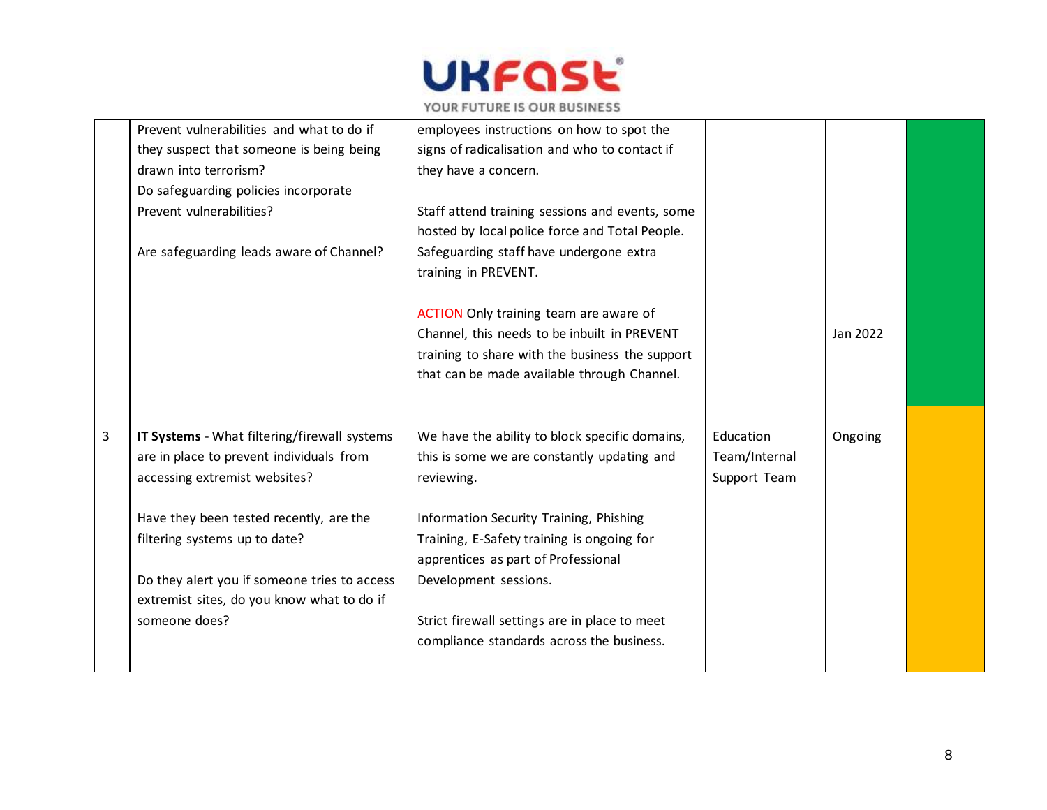| | | | | | |
|---|---|---|---|---|---|
| | Prevent vulnerabilities and what to do if they suspect that someone is being being drawn into terrorism?<br>Do safeguarding policies incorporate Prevent vulnerabilities?<br><br>Are safeguarding leads aware of Channel? | employees instructions on how to spot the signs of radicalisation and who to contact if they have a concern.<br><br>Staff attend training sessions and events, some hosted by local police force and Total People. Safeguarding staff have undergone extra training in PREVENT.<br><br>ACTION Only training team are aware of Channel, this needs to be inbuilt in PREVENT training to share with the business the support that can be made available through Channel. | | Jan 2022 | |
| 3 | **IT Systems** - What filtering/firewall systems are in place to prevent individuals from accessing extremist websites?<br><br>Have they been tested recently, are the filtering systems up to date?<br><br>Do they alert you if someone tries to access extremist sites, do you know what to do if someone does? | We have the ability to block specific domains, this is some we are constantly updating and reviewing.<br><br>Information Security Training, Phishing Training, E-Safety training is ongoing for apprentices as part of Professional Development sessions.<br><br>Strict firewall settings are in place to meet compliance standards across the business. | Education Team/Internal Support Team | Ongoing | |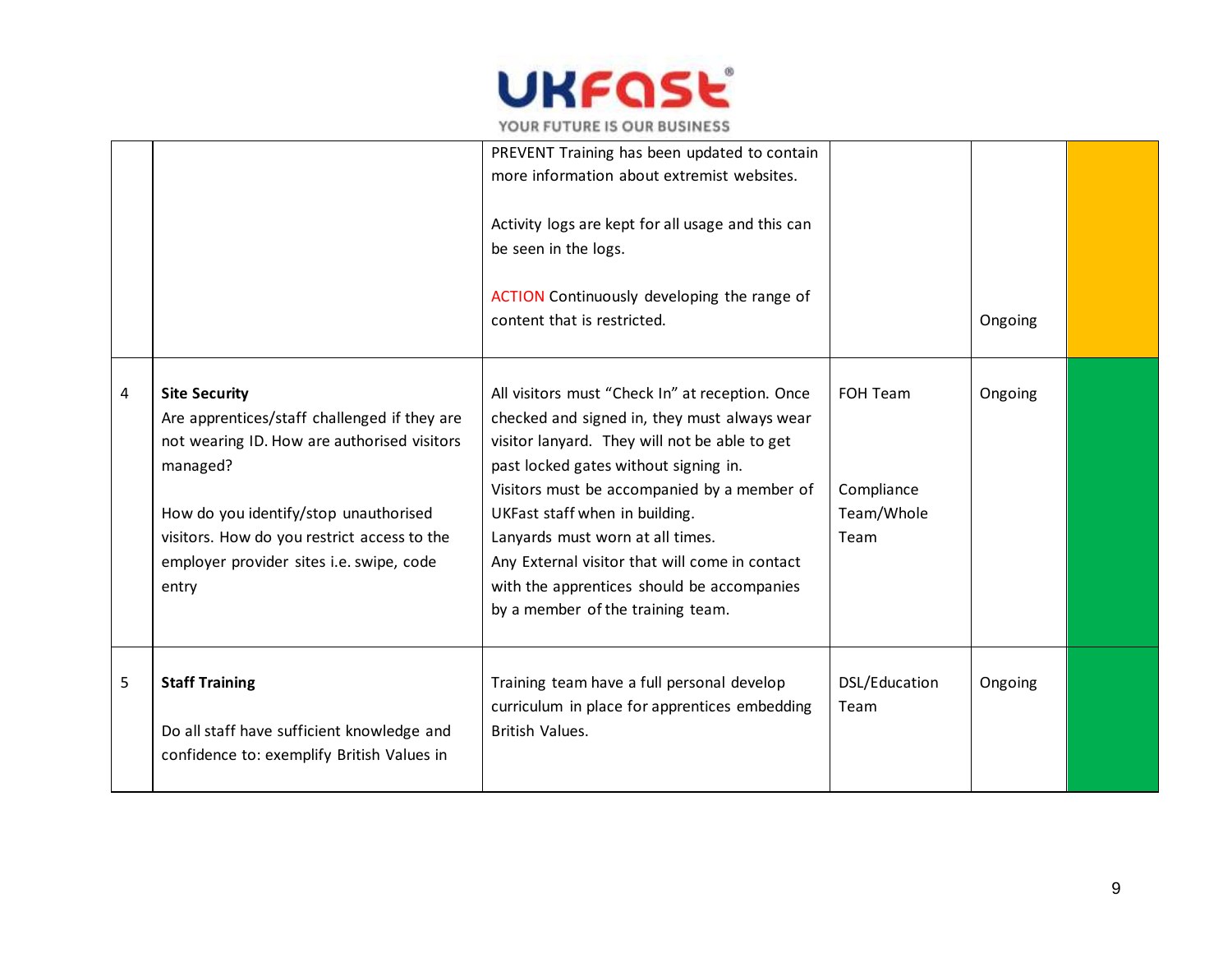| | | | | | |
|---|---|---|---|---|---|
| | | PREVENT Training has been updated to contain more information about extremist websites.<br><br>Activity logs are kept for all usage and this can be seen in the logs.<br><br>ACTION Continuously developing the range of content that is restricted. | | Ongoing | |
| 4 | **Site Security**<br>Are apprentices/staff challenged if they are not wearing ID. How are authorised visitors managed?<br><br>How do you identify/stop unauthorised visitors. How do you restrict access to the employer provider sites i.e. swipe, code entry | All visitors must "Check In" at reception. Once checked and signed in, they must always wear visitor lanyard. They will not be able to get past locked gates without signing in.<br>Visitors must be accompanied by a member of UKFast staff when in building.<br>Lanyards must worn at all times.<br>Any External visitor that will come in contact with the apprentices should be accompanies by a member of the training team. | FOH Team<br><br>Compliance Team/Whole Team | Ongoing | |
| 5 | **Staff Training**<br><br>Do all staff have sufficient knowledge and confidence to: exemplify British Values in | Training team have a full personal develop curriculum in place for apprentices embedding British Values. | DSL/Education Team | Ongoing | |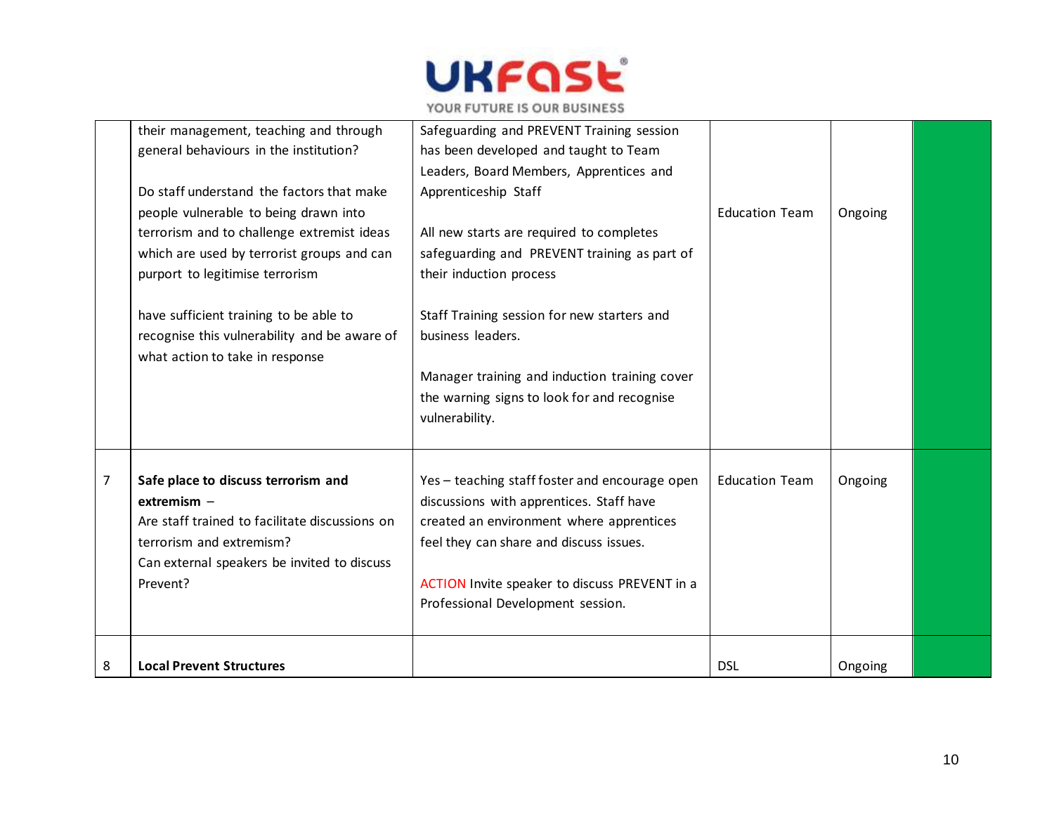| | | | | | |
|---|---|---|---|---|---|
| | their management, teaching and through general behaviours in the institution?<br><br>Do staff understand the factors that make people vulnerable to being drawn into terrorism and to challenge extremist ideas which are used by terrorist groups and can purport to legitimise terrorism<br><br>have sufficient training to be able to recognise this vulnerability and be aware of what action to take in response | Safeguarding and PREVENT Training session has been developed and taught to Team Leaders, Board Members, Apprentices and Apprenticeship Staff<br><br>All new starts are required to completes safeguarding and PREVENT training as part of their induction process<br><br>Staff Training session for new starters and business leaders.<br><br>Manager training and induction training cover the warning signs to look for and recognise vulnerability. | Education Team | Ongoing | |
| 7 | **Safe place to discuss terrorism and extremism** –<br>Are staff trained to facilitate discussions on terrorism and extremism?<br>Can external speakers be invited to discuss Prevent? | Yes – teaching staff foster and encourage open discussions with apprentices. Staff have created an environment where apprentices feel they can share and discuss issues.<br><br>ACTION Invite speaker to discuss PREVENT in a Professional Development session. | Education Team | Ongoing | |
| 8 | **Local Prevent Structures** | | DSL | Ongoing | |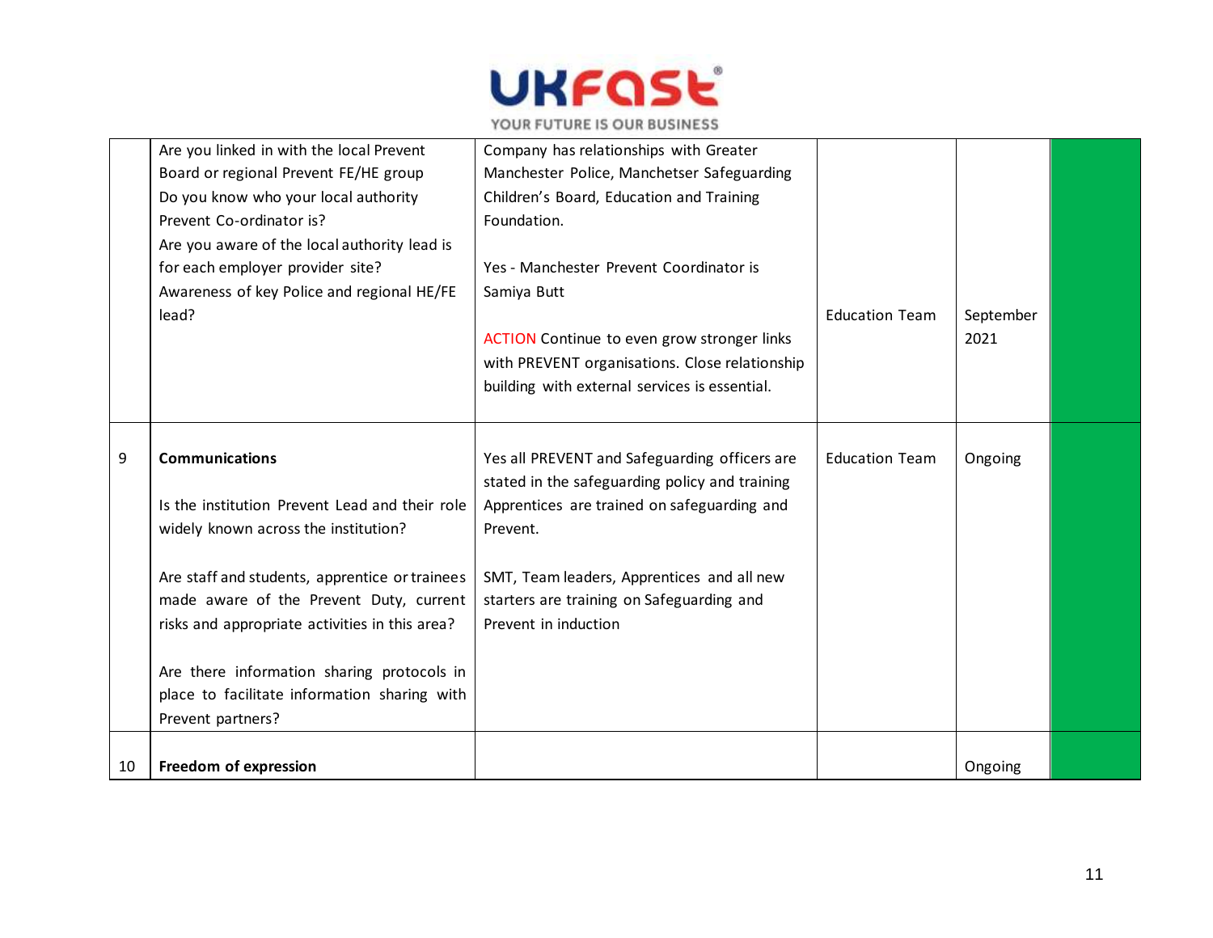| | | | | | |
|---|---|---|---|---|---|
| | Are you linked in with the local Prevent Board or regional Prevent FE/HE group<br>Do you know who your local authority Prevent Co-ordinator is?<br>Are you aware of the local authority lead is for each employer provider site?<br>Awareness of key Police and regional HE/FE lead? | Company has relationships with Greater Manchester Police, Manchetser Safeguarding Children's Board, Education and Training Foundation.<br><br>Yes - Manchester Prevent Coordinator is Samiya Butt<br><br>ACTION Continue to even grow stronger links with PREVENT organisations. Close relationship building with external services is essential. | Education Team | September 2021 | |
| 9 | **Communications**<br><br>Is the institution Prevent Lead and their role widely known across the institution?<br><br>Are staff and students, apprentice or trainees made aware of the Prevent Duty, current risks and appropriate activities in this area?<br><br>Are there information sharing protocols in place to facilitate information sharing with Prevent partners? | Yes all PREVENT and Safeguarding officers are stated in the safeguarding policy and training Apprentices are trained on safeguarding and Prevent.<br><br>SMT, Team leaders, Apprentices and all new starters are training on Safeguarding and Prevent in induction | Education Team | Ongoing | |
| 10 | **Freedom of expression** | | | Ongoing | |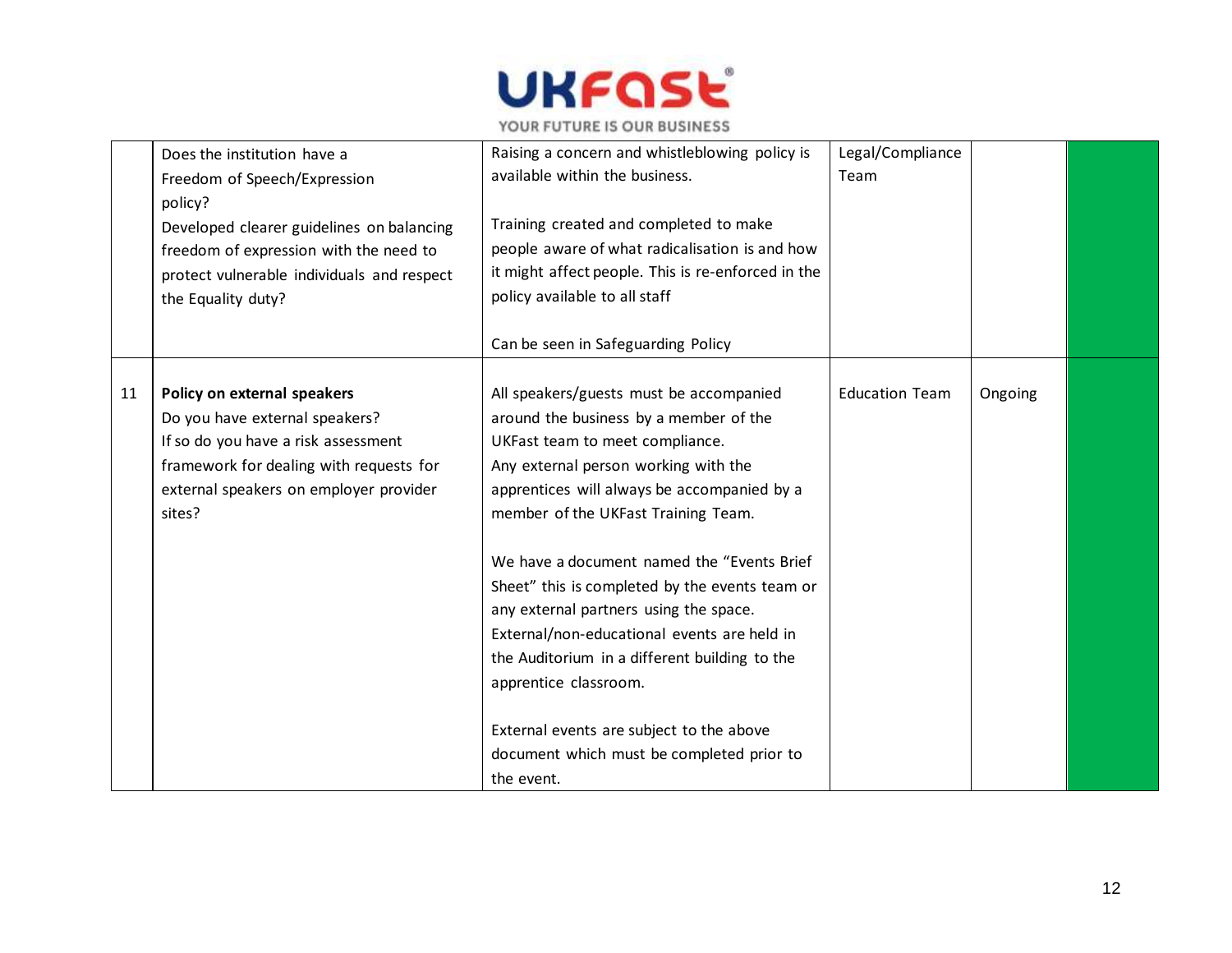| | | | | | |
|---|---|---|---|---|---|
| | Does the institution have a Freedom of Speech/Expression policy?<br>Developed clearer guidelines on balancing freedom of expression with the need to protect vulnerable individuals and respect the Equality duty? | Raising a concern and whistleblowing policy is available within the business.<br><br>Training created and completed to make people aware of what radicalisation is and how it might affect people. This is re-enforced in the policy available to all staff<br><br>Can be seen in Safeguarding Policy | Legal/Compliance Team | | |
| 11 | **Policy on external speakers**<br>Do you have external speakers?<br>If so do you have a risk assessment framework for dealing with requests for external speakers on employer provider sites? | All speakers/guests must be accompanied around the business by a member of the UKFast team to meet compliance.<br>Any external person working with the apprentices will always be accompanied by a member of the UKFast Training Team.<br><br>We have a document named the "Events Brief Sheet" this is completed by the events team or any external partners using the space.<br>External/non-educational events are held in the Auditorium in a different building to the apprentice classroom.<br><br>External events are subject to the above document which must be completed prior to the event. | Education Team | Ongoing | |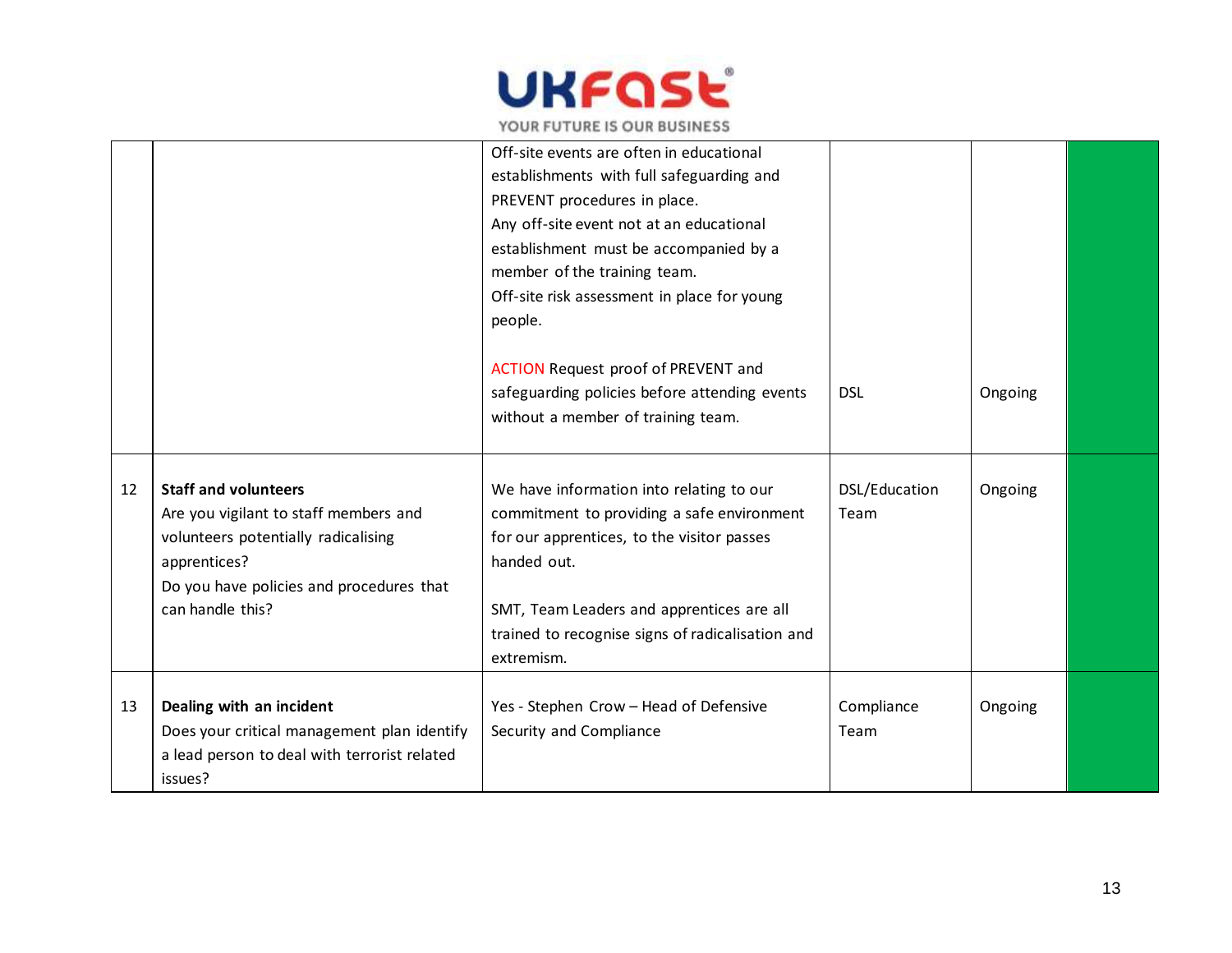| | | | | | |
|---|---|---|---|---|---|
| | | Off-site events are often in educational establishments with full safeguarding and PREVENT procedures in place.<br>Any off-site event not at an educational establishment must be accompanied by a member of the training team.<br>Off-site risk assessment in place for young people.<br><br>ACTION Request proof of PREVENT and safeguarding policies before attending events without a member of training team. | DSL | Ongoing | |
| 12 | **Staff and volunteers**<br>Are you vigilant to staff members and volunteers potentially radicalising apprentices?<br>Do you have policies and procedures that can handle this? | We have information into relating to our commitment to providing a safe environment for our apprentices, to the visitor passes handed out.<br><br>SMT, Team Leaders and apprentices are all trained to recognise signs of radicalisation and extremism. | DSL/Education Team | Ongoing | |
| 13 | **Dealing with an incident**<br>Does your critical management plan identify a lead person to deal with terrorist related issues? | Yes - Stephen Crow – Head of Defensive Security and Compliance | Compliance Team | Ongoing | |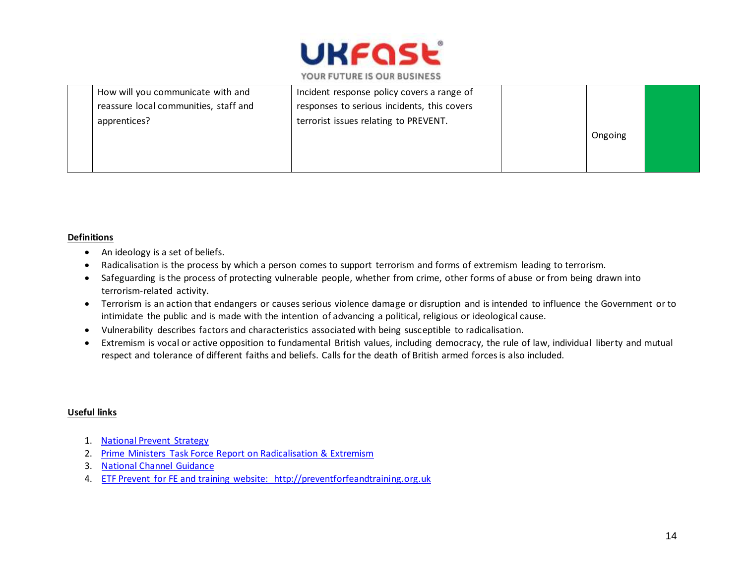| | | | | | |
|---|---|---|---|---|---|
| | How will you communicate with and reassure local communities, staff and apprentices? | Incident response policy covers a range of responses to serious incidents, this covers terrorist issues relating to PREVENT. | | Ongoing | |

**Definitions**

- An ideology is a set of beliefs.
- Radicalisation is the process by which a person comes to support terrorism and forms of extremism leading to terrorism.
- Safeguarding is the process of protecting vulnerable people, whether from crime, other forms of abuse or from being drawn into terrorism-related activity.
- Terrorism is an action that endangers or causes serious violence damage or disruption and is intended to influence the Government or to intimidate the public and is made with the intention of advancing a political, religious or ideological cause.
- Vulnerability describes factors and characteristics associated with being susceptible to radicalisation.
- Extremism is vocal or active opposition to fundamental British values, including democracy, the rule of law, individual liberty and mutual respect and tolerance of different faiths and beliefs. Calls for the death of British armed forces is also included.

**Useful links**

1. National Prevent Strategy
2. Prime Ministers Task Force Report on Radicalisation & Extremism
3. National Channel Guidance
4. ETF Prevent for FE and training website: http://preventforfeandtraining.org.uk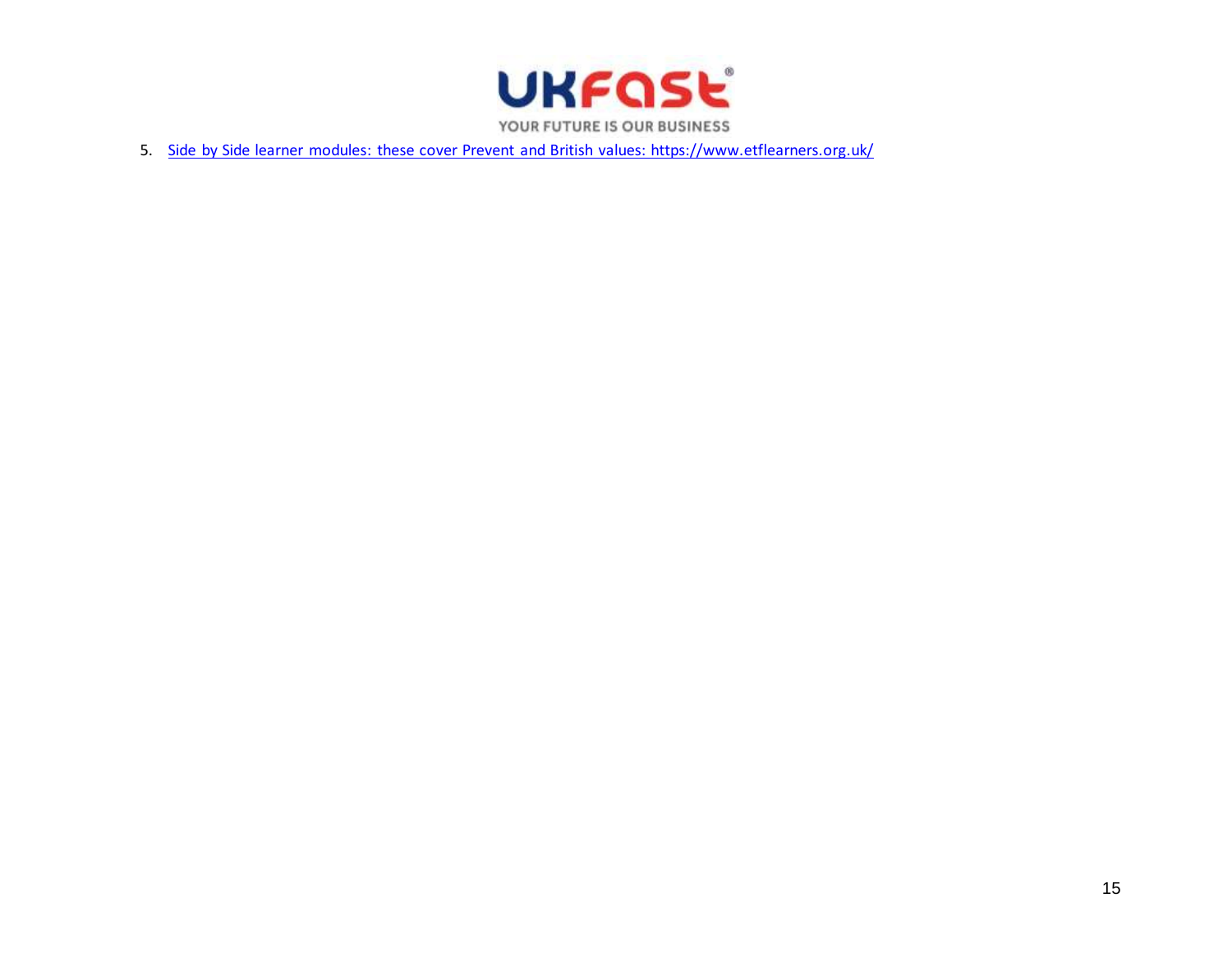5. Side by Side learner modules: these cover Prevent and British values: https://www.etflearners.org.uk/